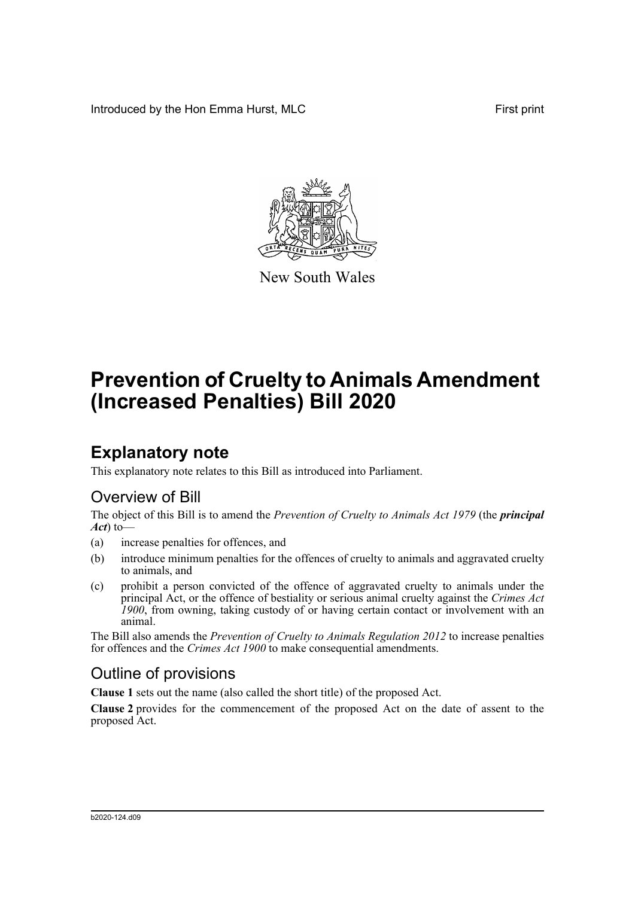Introduced by the Hon Emma Hurst, MLC First print

New South Wales

# Prevention of Cruelty to Animals Amendment (Increased Penalties) Bill 2020

## Explanatory note

This explanatory note relates to this Bill as introduced into Parliament.

### Overview of Bill

The object of this Bill is to amend the *Prevention of Cruelty to Animals Act 1979* (the ***principal Act***) to—

(a) increase penalties for offences, and

(b) introduce minimum penalties for the offences of cruelty to animals and aggravated cruelty to animals, and

(c) prohibit a person convicted of the offence of aggravated cruelty to animals under the principal Act, or the offence of bestiality or serious animal cruelty against the *Crimes Act 1900*, from owning, taking custody of or having certain contact or involvement with an animal.

The Bill also amends the *Prevention of Cruelty to Animals Regulation 2012* to increase penalties for offences and the *Crimes Act 1900* to make consequential amendments.

### Outline of provisions

**Clause 1** sets out the name (also called the short title) of the proposed Act.

**Clause 2** provides for the commencement of the proposed Act on the date of assent to the proposed Act.

b2020-124.d09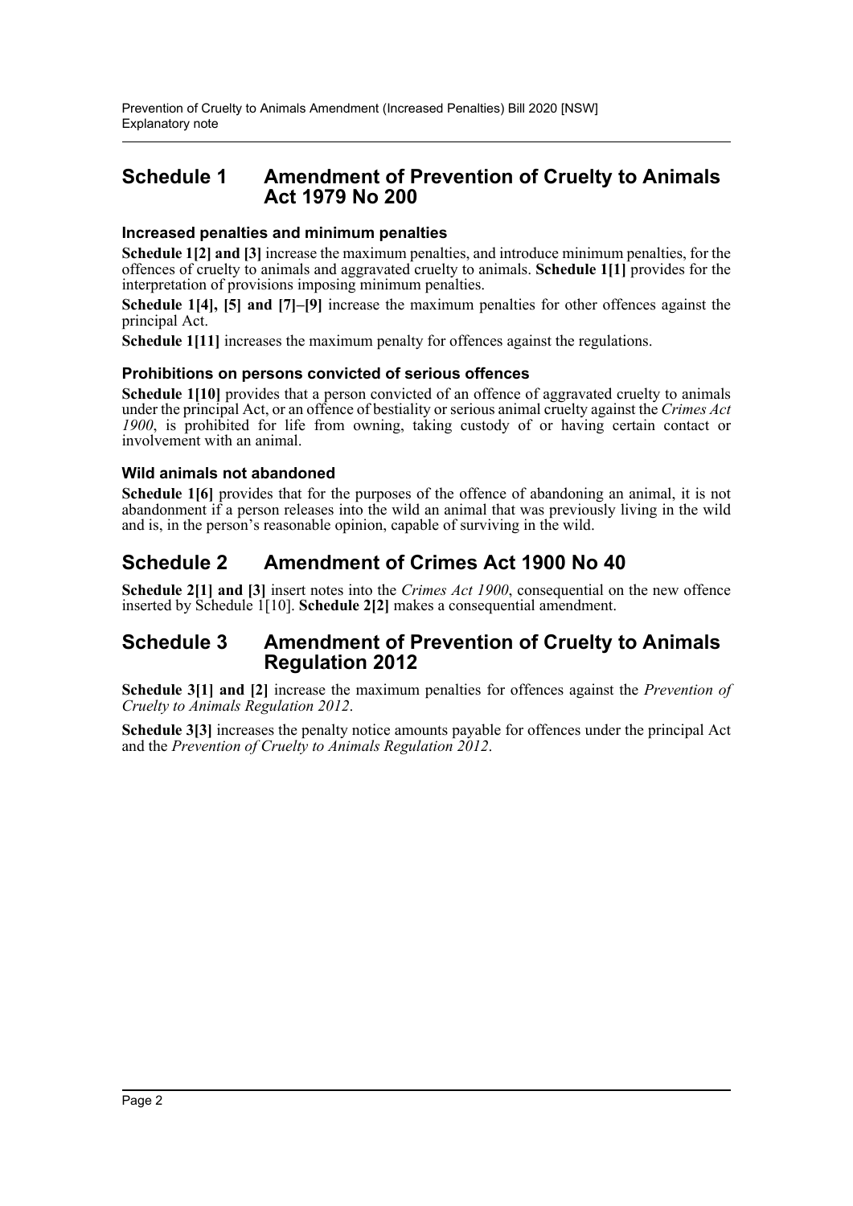## Schedule 1 Amendment of Prevention of Cruelty to Animals Act 1979 No 200

### Increased penalties and minimum penalties

**Schedule 1[2] and [3]** increase the maximum penalties, and introduce minimum penalties, for the offences of cruelty to animals and aggravated cruelty to animals. **Schedule 1[1]** provides for the interpretation of provisions imposing minimum penalties.

**Schedule 1[4], [5] and [7]–[9]** increase the maximum penalties for other offences against the principal Act.

**Schedule 1[11]** increases the maximum penalty for offences against the regulations.

### Prohibitions on persons convicted of serious offences

**Schedule 1[10]** provides that a person convicted of an offence of aggravated cruelty to animals under the principal Act, or an offence of bestiality or serious animal cruelty against the *Crimes Act 1900*, is prohibited for life from owning, taking custody of or having certain contact or involvement with an animal.

### Wild animals not abandoned

**Schedule 1[6]** provides that for the purposes of the offence of abandoning an animal, it is not abandonment if a person releases into the wild an animal that was previously living in the wild and is, in the person's reasonable opinion, capable of surviving in the wild.

## Schedule 2 Amendment of Crimes Act 1900 No 40

**Schedule 2[1] and [3]** insert notes into the *Crimes Act 1900*, consequential on the new offence inserted by Schedule 1[10]. **Schedule 2[2]** makes a consequential amendment.

## Schedule 3 Amendment of Prevention of Cruelty to Animals Regulation 2012

**Schedule 3[1] and [2]** increase the maximum penalties for offences against the *Prevention of Cruelty to Animals Regulation 2012*.

**Schedule 3[3]** increases the penalty notice amounts payable for offences under the principal Act and the *Prevention of Cruelty to Animals Regulation 2012*.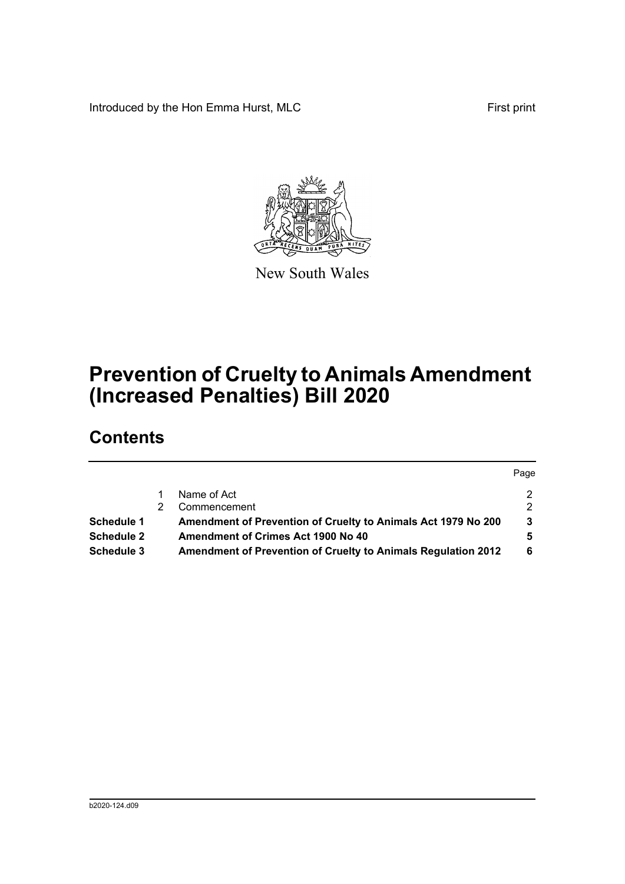Introduced by the Hon Emma Hurst, MLC

First print

New South Wales

# Prevention of Cruelty to Animals Amendment (Increased Penalties) Bill 2020

## Contents

| | | | Page |
|---|---|---|---|
| | 1 | Name of Act | 2 |
| | 2 | Commencement | 2 |
| **Schedule 1** | | **Amendment of Prevention of Cruelty to Animals Act 1979 No 200** | **3** |
| **Schedule 2** | | **Amendment of Crimes Act 1900 No 40** | **5** |
| **Schedule 3** | | **Amendment of Prevention of Cruelty to Animals Regulation 2012** | **6** |

b2020-124.d09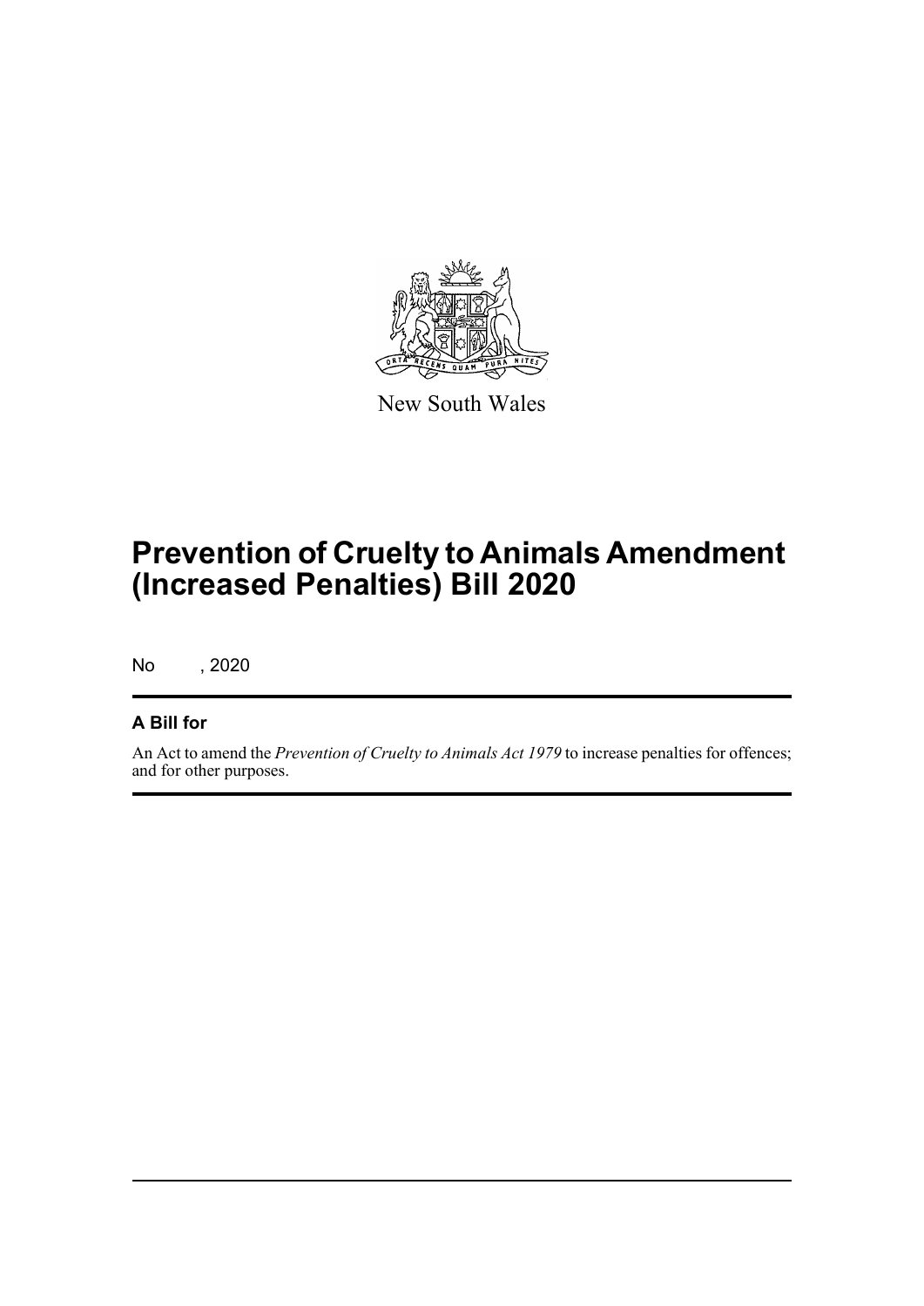New South Wales

# Prevention of Cruelty to Animals Amendment (Increased Penalties) Bill 2020

No , 2020

## A Bill for

An Act to amend the *Prevention of Cruelty to Animals Act 1979* to increase penalties for offences; and for other purposes.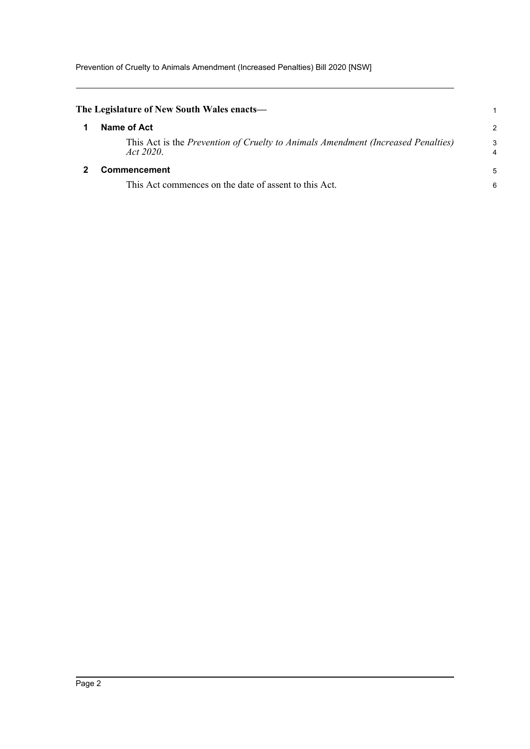**The Legislature of New South Wales enacts—**

## 1 Name of Act

This Act is the *Prevention of Cruelty to Animals Amendment (Increased Penalties) Act 2020*.

## 2 Commencement

This Act commences on the date of assent to this Act.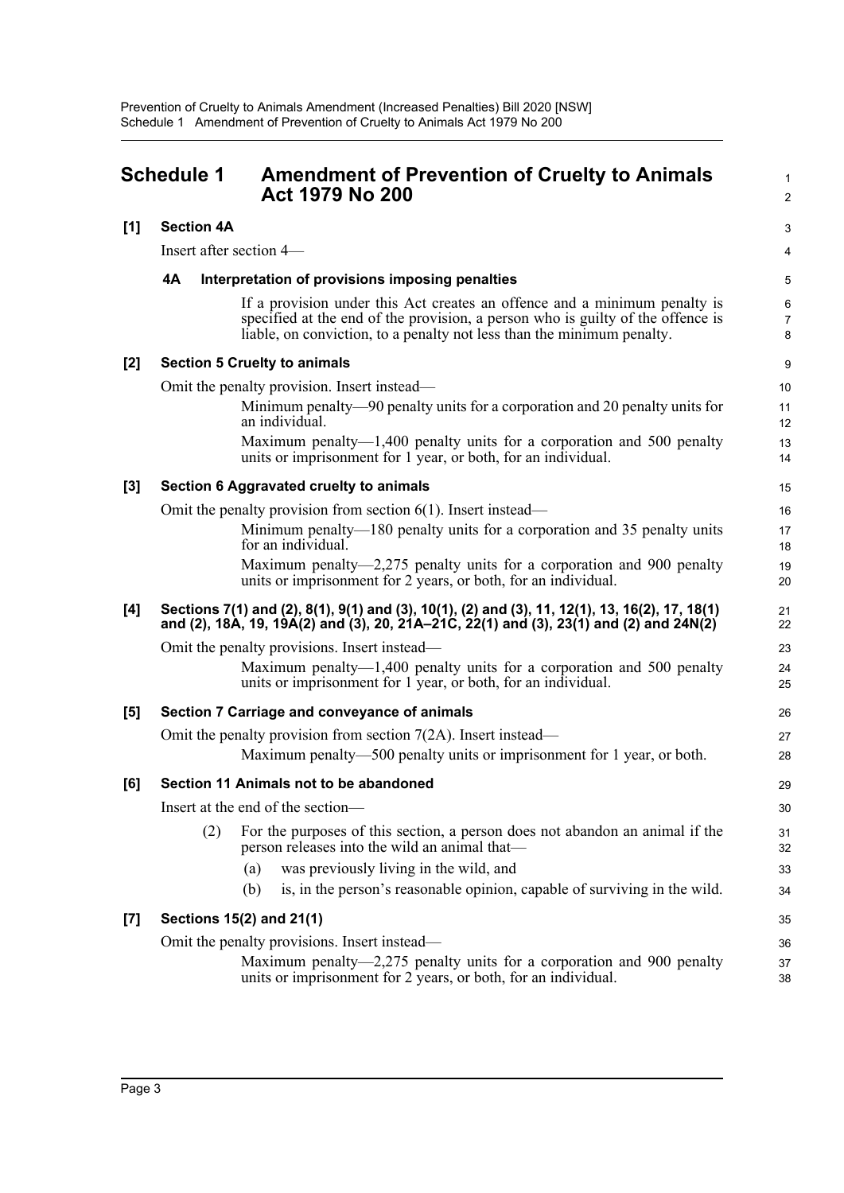# Schedule 1 Amendment of Prevention of Cruelty to Animals Act 1979 No 200

**[1] Section 4A**

Insert after section 4—

**4A Interpretation of provisions imposing penalties**

If a provision under this Act creates an offence and a minimum penalty is specified at the end of the provision, a person who is guilty of the offence is liable, on conviction, to a penalty not less than the minimum penalty.

**[2] Section 5 Cruelty to animals**

Omit the penalty provision. Insert instead—

Minimum penalty—90 penalty units for a corporation and 20 penalty units for an individual.

Maximum penalty—1,400 penalty units for a corporation and 500 penalty units or imprisonment for 1 year, or both, for an individual.

**[3] Section 6 Aggravated cruelty to animals**

Omit the penalty provision from section 6(1). Insert instead—

Minimum penalty—180 penalty units for a corporation and 35 penalty units for an individual.

Maximum penalty—2,275 penalty units for a corporation and 900 penalty units or imprisonment for 2 years, or both, for an individual.

**[4] Sections 7(1) and (2), 8(1), 9(1) and (3), 10(1), (2) and (3), 11, 12(1), 13, 16(2), 17, 18(1) and (2), 18A, 19, 19A(2) and (3), 20, 21A–21C, 22(1) and (3), 23(1) and (2) and 24N(2)**

Omit the penalty provisions. Insert instead—

Maximum penalty—1,400 penalty units for a corporation and 500 penalty units or imprisonment for 1 year, or both, for an individual.

**[5] Section 7 Carriage and conveyance of animals**

Omit the penalty provision from section 7(2A). Insert instead—

Maximum penalty—500 penalty units or imprisonment for 1 year, or both.

**[6] Section 11 Animals not to be abandoned**

Insert at the end of the section—

(2) For the purposes of this section, a person does not abandon an animal if the person releases into the wild an animal that—

(a) was previously living in the wild, and

(b) is, in the person's reasonable opinion, capable of surviving in the wild.

**[7] Sections 15(2) and 21(1)**

Omit the penalty provisions. Insert instead—

Maximum penalty—2,275 penalty units for a corporation and 900 penalty units or imprisonment for 2 years, or both, for an individual.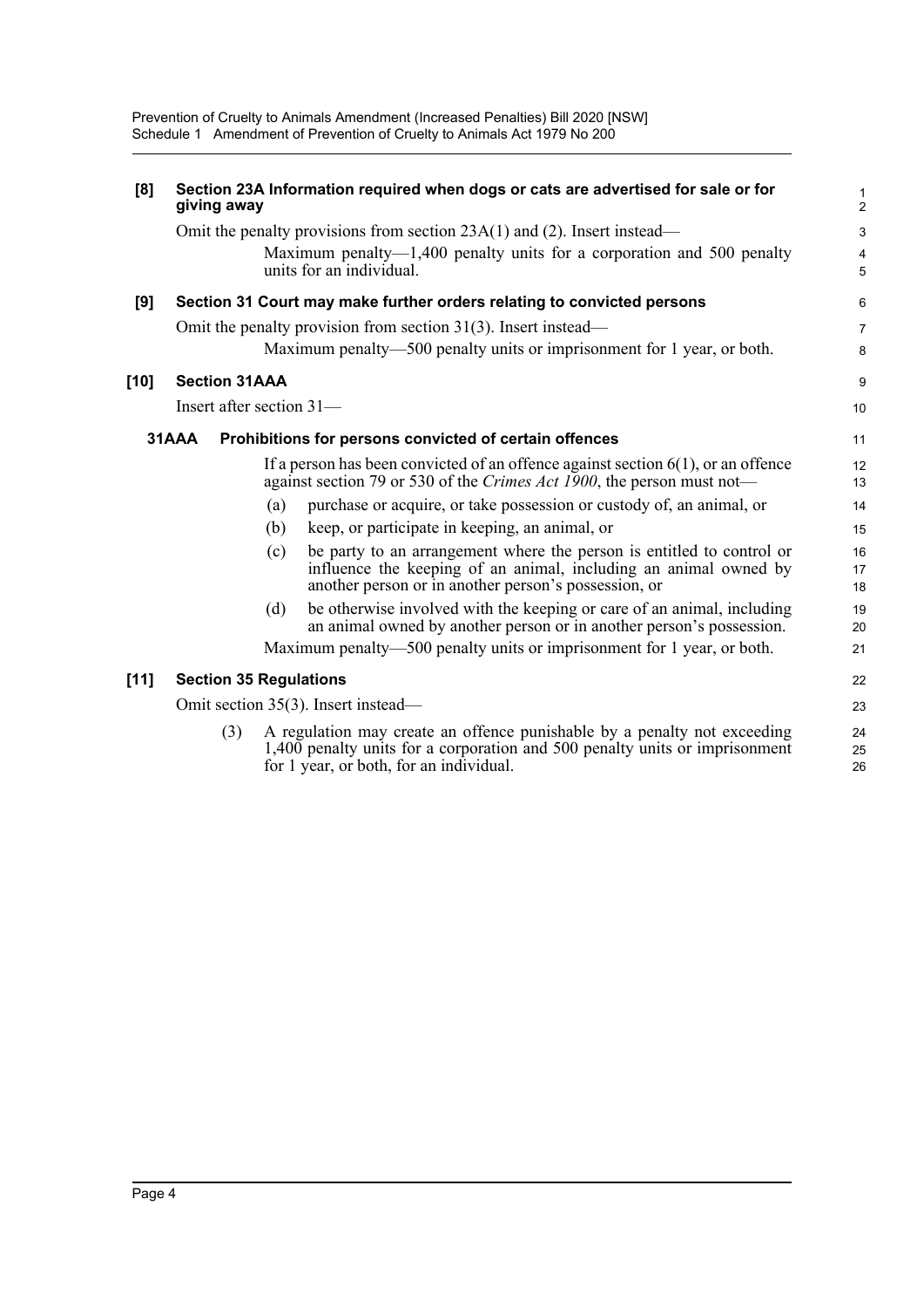**[8] Section 23A Information required when dogs or cats are advertised for sale or for giving away**

Omit the penalty provisions from section 23A(1) and (2). Insert instead—

> Maximum penalty—1,400 penalty units for a corporation and 500 penalty units for an individual.

**[9] Section 31 Court may make further orders relating to convicted persons**

Omit the penalty provision from section 31(3). Insert instead—

> Maximum penalty—500 penalty units or imprisonment for 1 year, or both.

**[10] Section 31AAA**

Insert after section 31—

**31AAA Prohibitions for persons convicted of certain offences**

If a person has been convicted of an offence against section 6(1), or an offence against section 79 or 530 of the *Crimes Act 1900*, the person must not—

(a) purchase or acquire, or take possession or custody of, an animal, or

(b) keep, or participate in keeping, an animal, or

(c) be party to an arrangement where the person is entitled to control or influence the keeping of an animal, including an animal owned by another person or in another person's possession, or

(d) be otherwise involved with the keeping or care of an animal, including an animal owned by another person or in another person's possession.

Maximum penalty—500 penalty units or imprisonment for 1 year, or both.

**[11] Section 35 Regulations**

Omit section 35(3). Insert instead—

(3) A regulation may create an offence punishable by a penalty not exceeding 1,400 penalty units for a corporation and 500 penalty units or imprisonment for 1 year, or both, for an individual.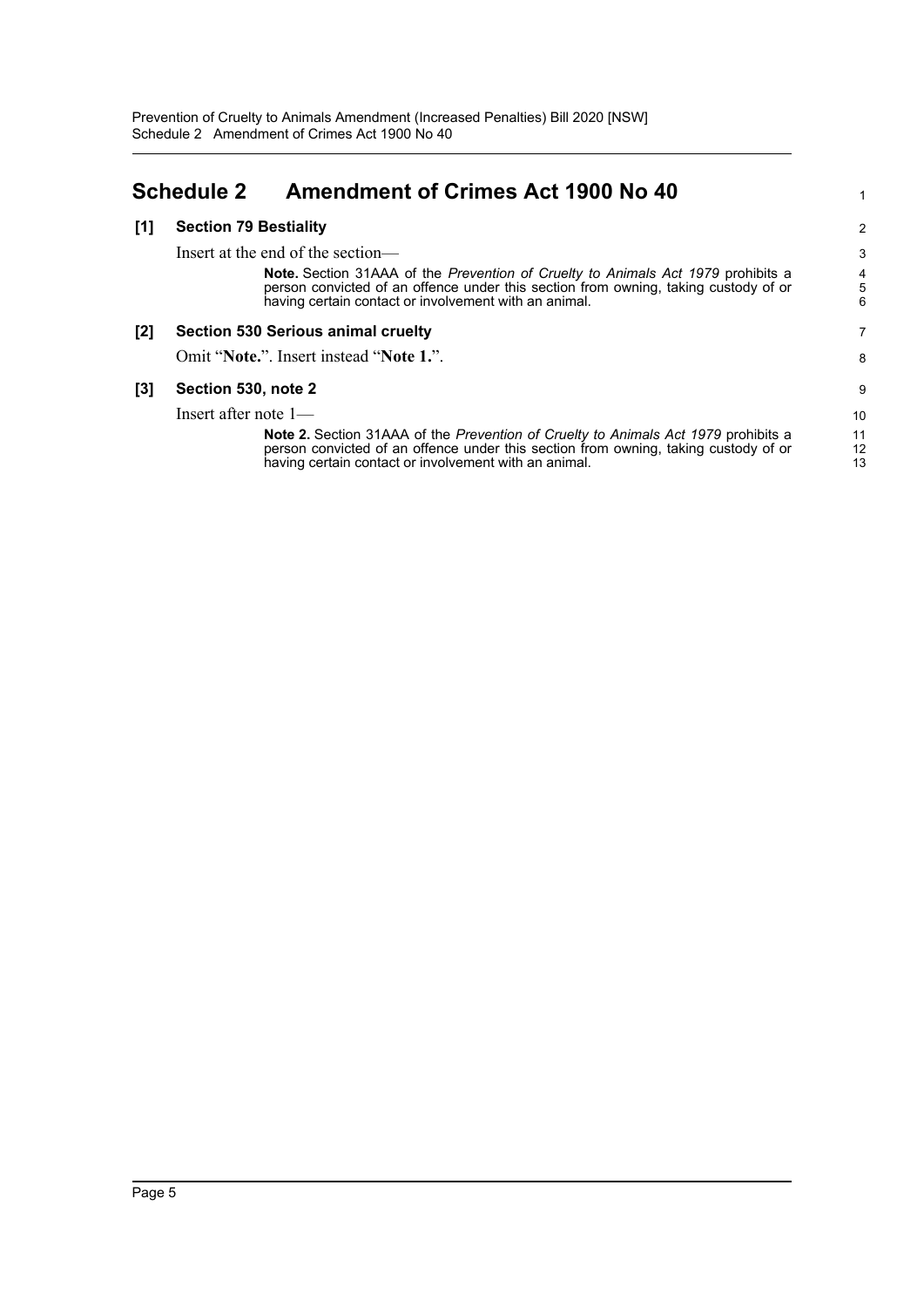# Schedule 2 Amendment of Crimes Act 1900 No 40

**[1] Section 79 Bestiality**

Insert at the end of the section—

> **Note.** Section 31AAA of the *Prevention of Cruelty to Animals Act 1979* prohibits a person convicted of an offence under this section from owning, taking custody of or having certain contact or involvement with an animal.

**[2] Section 530 Serious animal cruelty**

Omit "**Note.**". Insert instead "**Note 1.**".

**[3] Section 530, note 2**

Insert after note 1—

> **Note 2.** Section 31AAA of the *Prevention of Cruelty to Animals Act 1979* prohibits a person convicted of an offence under this section from owning, taking custody of or having certain contact or involvement with an animal.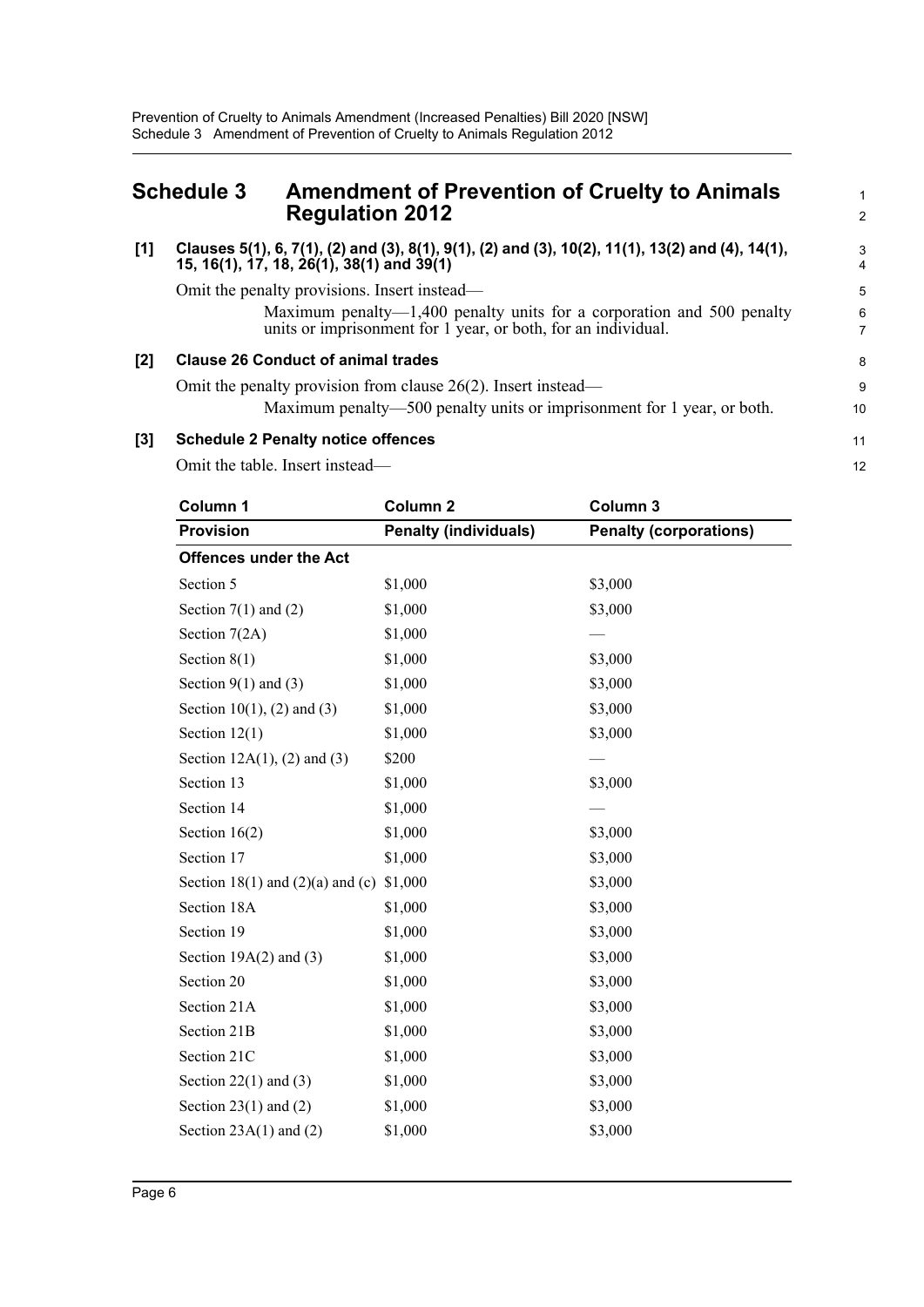## Schedule 3 Amendment of Prevention of Cruelty to Animals Regulation 2012

**[1] Clauses 5(1), 6, 7(1), (2) and (3), 8(1), 9(1), (2) and (3), 10(2), 11(1), 13(2) and (4), 14(1), 15, 16(1), 17, 18, 26(1), 38(1) and 39(1)**

Omit the penalty provisions. Insert instead—

> Maximum penalty—1,400 penalty units for a corporation and 500 penalty units or imprisonment for 1 year, or both, for an individual.

**[2] Clause 26 Conduct of animal trades**

Omit the penalty provision from clause 26(2). Insert instead—

> Maximum penalty—500 penalty units or imprisonment for 1 year, or both.

**[3] Schedule 2 Penalty notice offences**

Omit the table. Insert instead—

| Column 1 | Column 2 | Column 3 |
|---|---|---|
| **Provision** | **Penalty (individuals)** | **Penalty (corporations)** |
| **Offences under the Act** | | |
| Section 5 | \$1,000 | \$3,000 |
| Section 7(1) and (2) | \$1,000 | \$3,000 |
| Section 7(2A) | \$1,000 | — |
| Section 8(1) | \$1,000 | \$3,000 |
| Section 9(1) and (3) | \$1,000 | \$3,000 |
| Section 10(1), (2) and (3) | \$1,000 | \$3,000 |
| Section 12(1) | \$1,000 | \$3,000 |
| Section 12A(1), (2) and (3) | \$200 | — |
| Section 13 | \$1,000 | \$3,000 |
| Section 14 | \$1,000 | — |
| Section 16(2) | \$1,000 | \$3,000 |
| Section 17 | \$1,000 | \$3,000 |
| Section 18(1) and (2)(a) and (c) | \$1,000 | \$3,000 |
| Section 18A | \$1,000 | \$3,000 |
| Section 19 | \$1,000 | \$3,000 |
| Section 19A(2) and (3) | \$1,000 | \$3,000 |
| Section 20 | \$1,000 | \$3,000 |
| Section 21A | \$1,000 | \$3,000 |
| Section 21B | \$1,000 | \$3,000 |
| Section 21C | \$1,000 | \$3,000 |
| Section 22(1) and (3) | \$1,000 | \$3,000 |
| Section 23(1) and (2) | \$1,000 | \$3,000 |
| Section 23A(1) and (2) | \$1,000 | \$3,000 |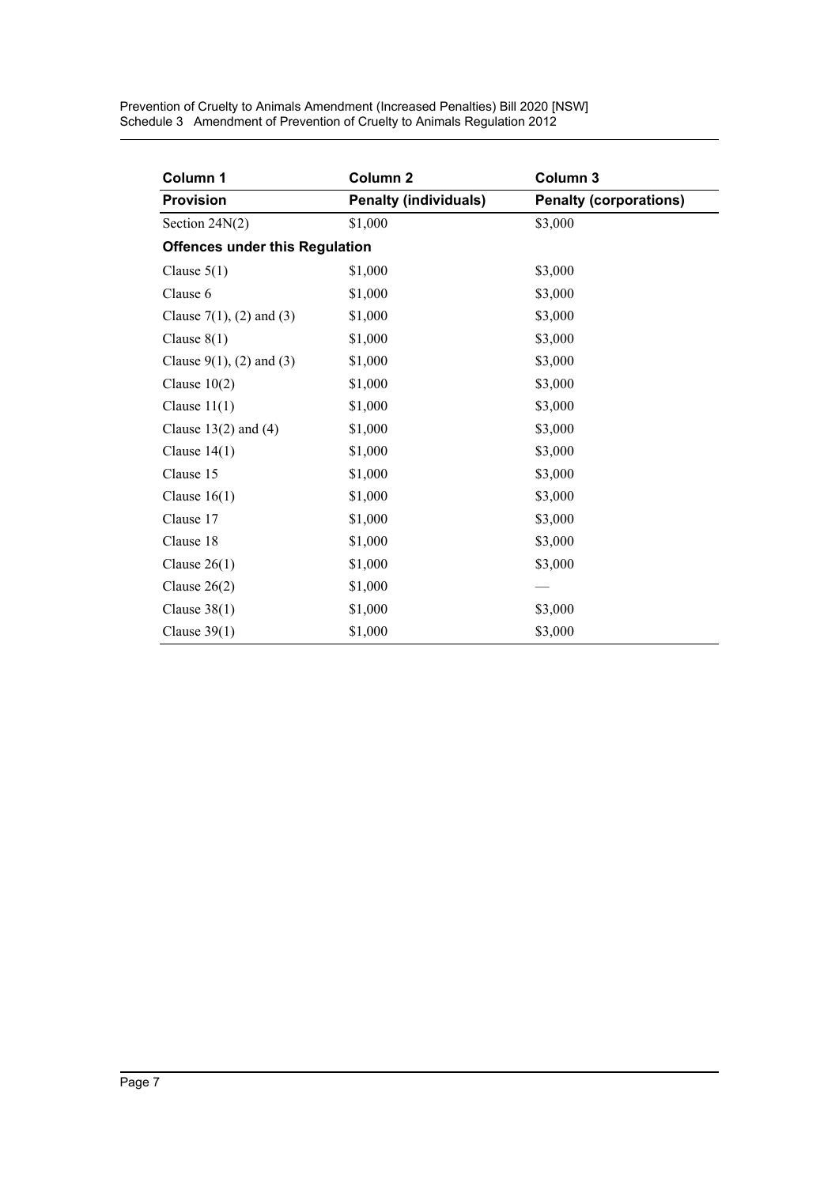| Column 1 | Column 2 | Column 3 |
|---|---|---|
| **Provision** | **Penalty (individuals)** | **Penalty (corporations)** |
| Section 24N(2) | $1,000 | $3,000 |
| **Offences under this Regulation** | | |
| Clause 5(1) | $1,000 | $3,000 |
| Clause 6 | $1,000 | $3,000 |
| Clause 7(1), (2) and (3) | $1,000 | $3,000 |
| Clause 8(1) | $1,000 | $3,000 |
| Clause 9(1), (2) and (3) | $1,000 | $3,000 |
| Clause 10(2) | $1,000 | $3,000 |
| Clause 11(1) | $1,000 | $3,000 |
| Clause 13(2) and (4) | $1,000 | $3,000 |
| Clause 14(1) | $1,000 | $3,000 |
| Clause 15 | $1,000 | $3,000 |
| Clause 16(1) | $1,000 | $3,000 |
| Clause 17 | $1,000 | $3,000 |
| Clause 18 | $1,000 | $3,000 |
| Clause 26(1) | $1,000 | $3,000 |
| Clause 26(2) | $1,000 | — |
| Clause 38(1) | $1,000 | $3,000 |
| Clause 39(1) | $1,000 | $3,000 |